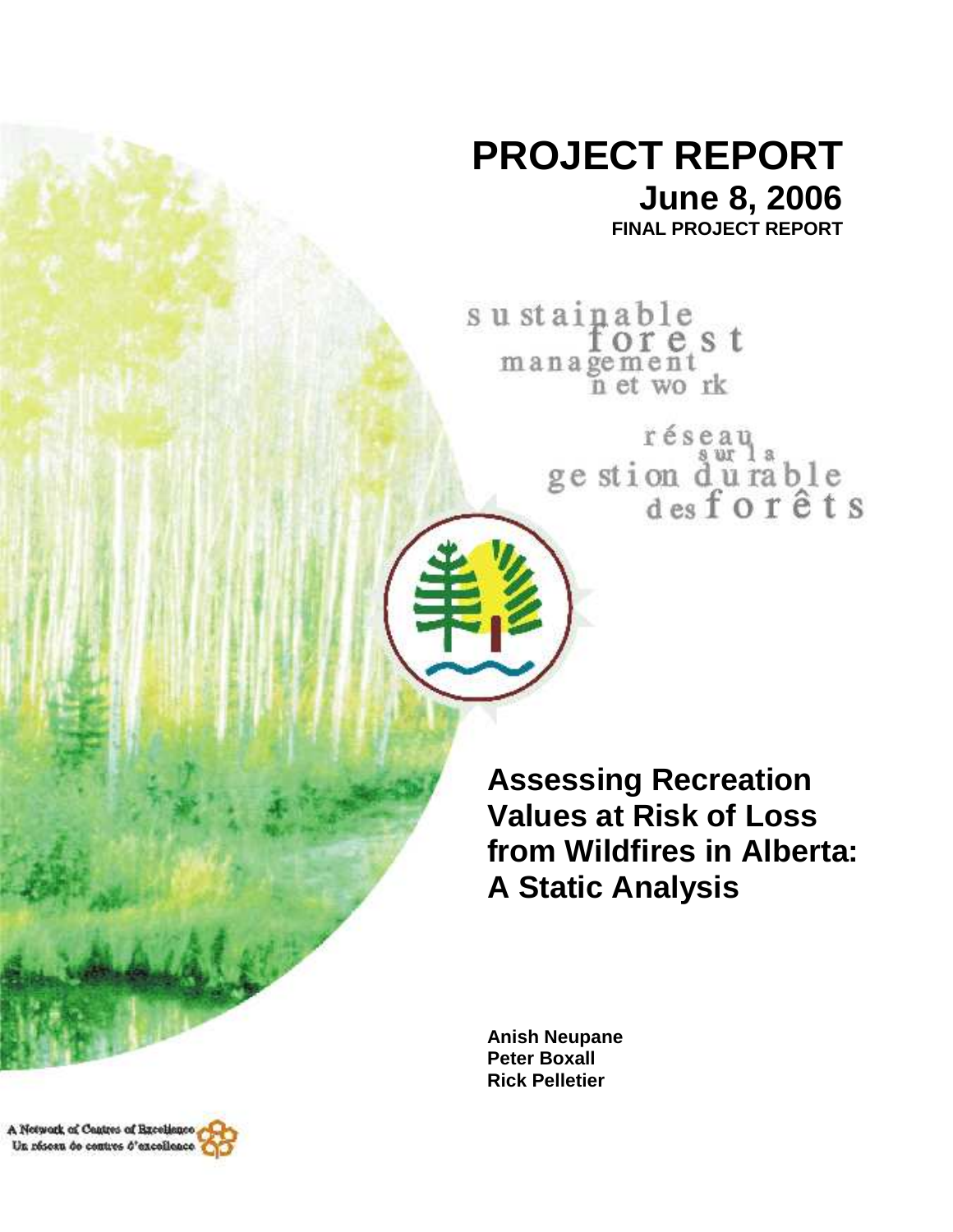# PROJECT REPORT

**June 8, 2006**

**FINAL PROJECT REPORT**

sustainable forest management network

réseau sur la gestion durable des forêts

## Assessing Recreation Values at Risk of Loss from Wildfires in Alberta: A Static Analysis

**Anish Neupane**
**Peter Boxall**
**Rick Pelletier**

A Network of Centres of Excellence
Un réseau de centres d'excellence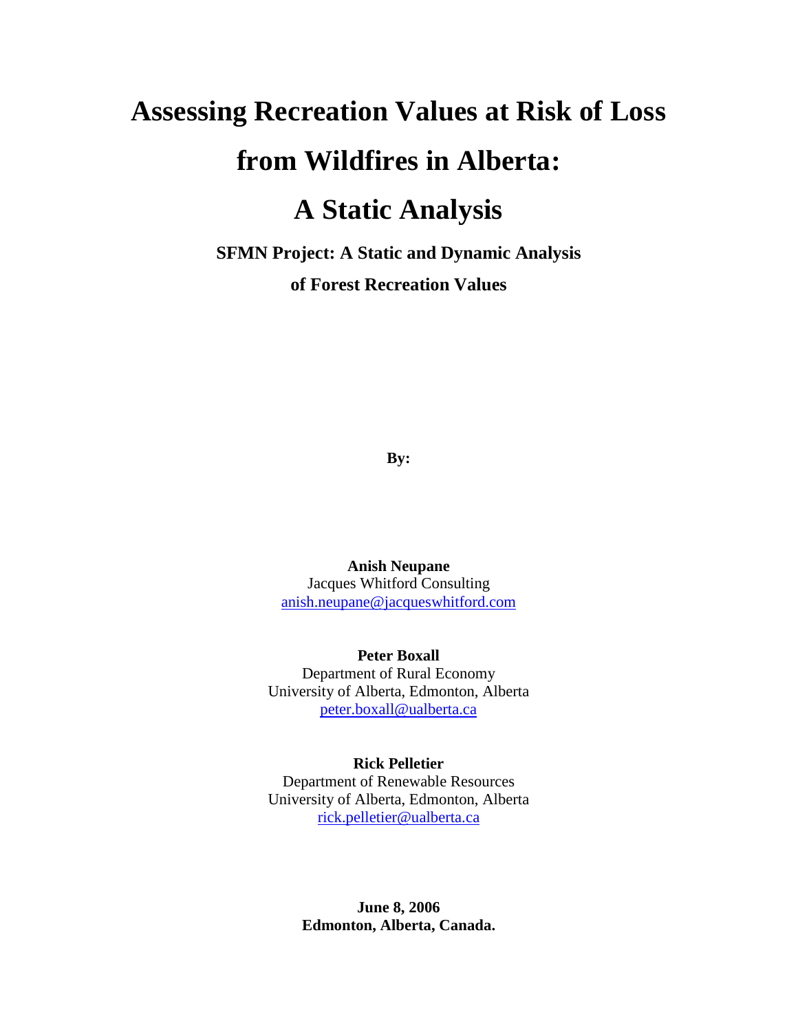# Assessing Recreation Values at Risk of Loss from Wildfires in Alberta: A Static Analysis

**SFMN Project: A Static and Dynamic Analysis of Forest Recreation Values**

**By:**

**Anish Neupane**
Jacques Whitford Consulting
anish.neupane@jacqueswhitford.com

**Peter Boxall**
Department of Rural Economy
University of Alberta, Edmonton, Alberta
peter.boxall@ualberta.ca

**Rick Pelletier**
Department of Renewable Resources
University of Alberta, Edmonton, Alberta
rick.pelletier@ualberta.ca

**June 8, 2006**
**Edmonton, Alberta, Canada.**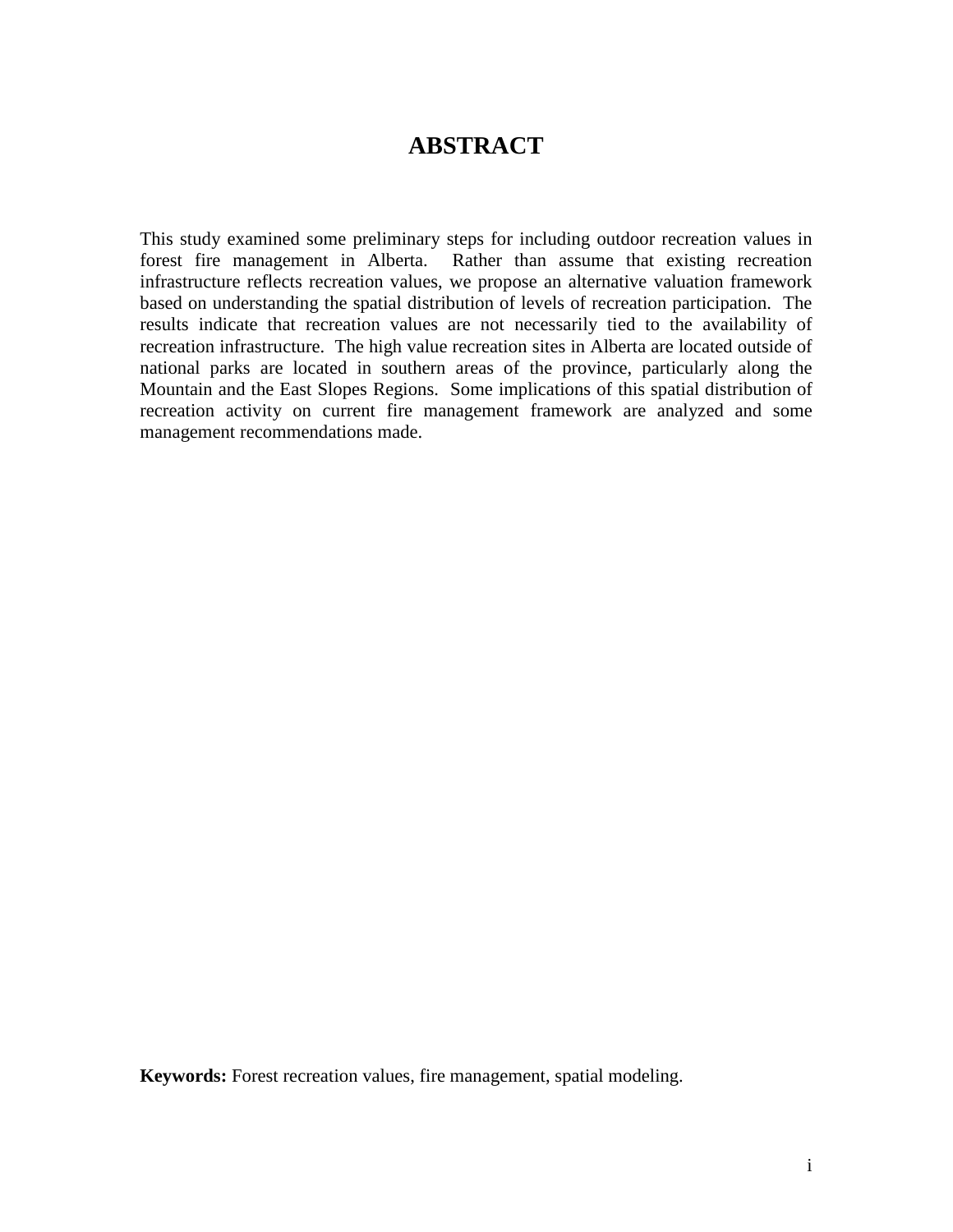# ABSTRACT

This study examined some preliminary steps for including outdoor recreation values in forest fire management in Alberta. Rather than assume that existing recreation infrastructure reflects recreation values, we propose an alternative valuation framework based on understanding the spatial distribution of levels of recreation participation. The results indicate that recreation values are not necessarily tied to the availability of recreation infrastructure. The high value recreation sites in Alberta are located outside of national parks are located in southern areas of the province, particularly along the Mountain and the East Slopes Regions. Some implications of this spatial distribution of recreation activity on current fire management framework are analyzed and some management recommendations made.

**Keywords:** Forest recreation values, fire management, spatial modeling.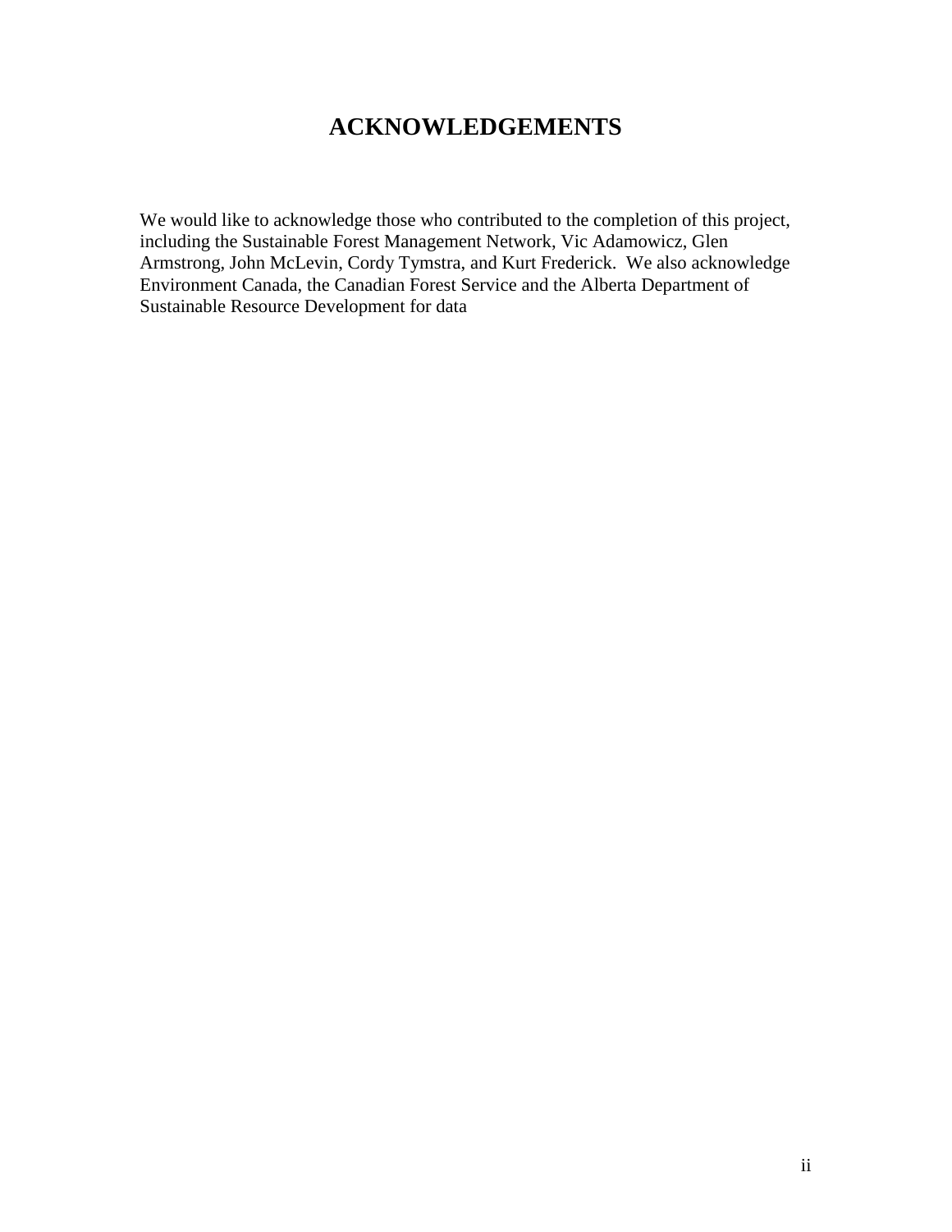# ACKNOWLEDGEMENTS

We would like to acknowledge those who contributed to the completion of this project, including the Sustainable Forest Management Network, Vic Adamowicz, Glen Armstrong, John McLevin, Cordy Tymstra, and Kurt Frederick. We also acknowledge Environment Canada, the Canadian Forest Service and the Alberta Department of Sustainable Resource Development for data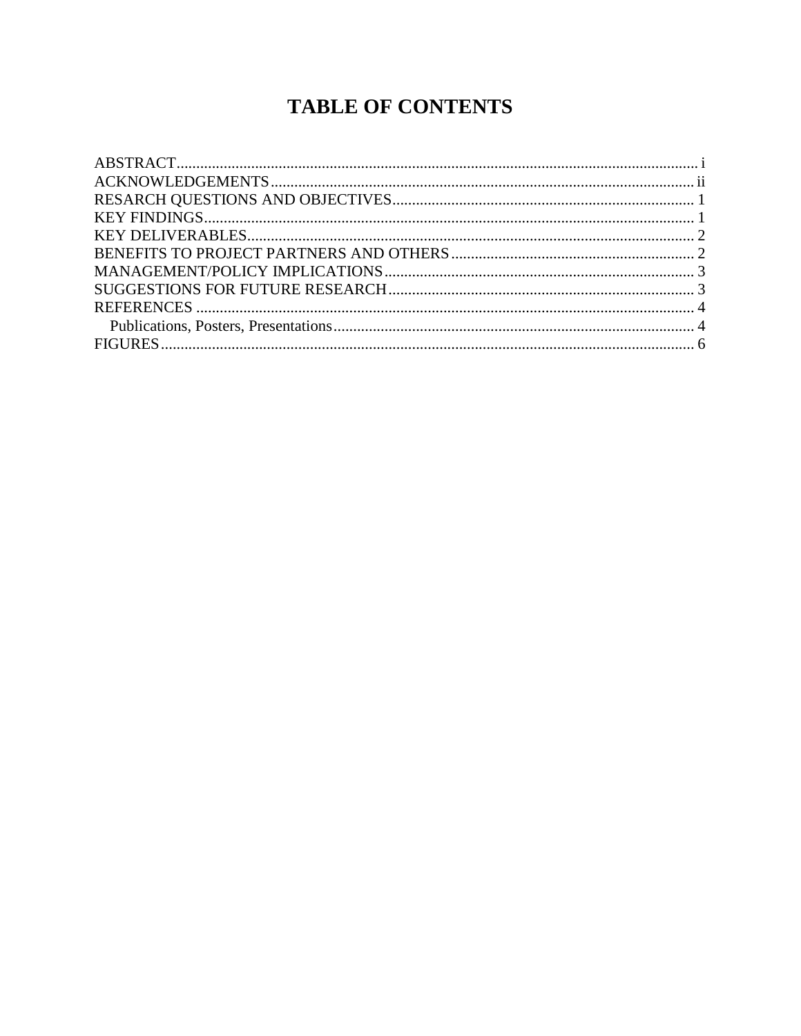# TABLE OF CONTENTS

ABSTRACT .......... i
ACKNOWLEDGEMENTS .......... ii
RESARCH QUESTIONS AND OBJECTIVES .......... 1
KEY FINDINGS .......... 1
KEY DELIVERABLES .......... 2
BENEFITS TO PROJECT PARTNERS AND OTHERS .......... 2
MANAGEMENT/POLICY IMPLICATIONS .......... 3
SUGGESTIONS FOR FUTURE RESEARCH .......... 3
REFERENCES .......... 4
    Publications, Posters, Presentations .......... 4
FIGURES .......... 6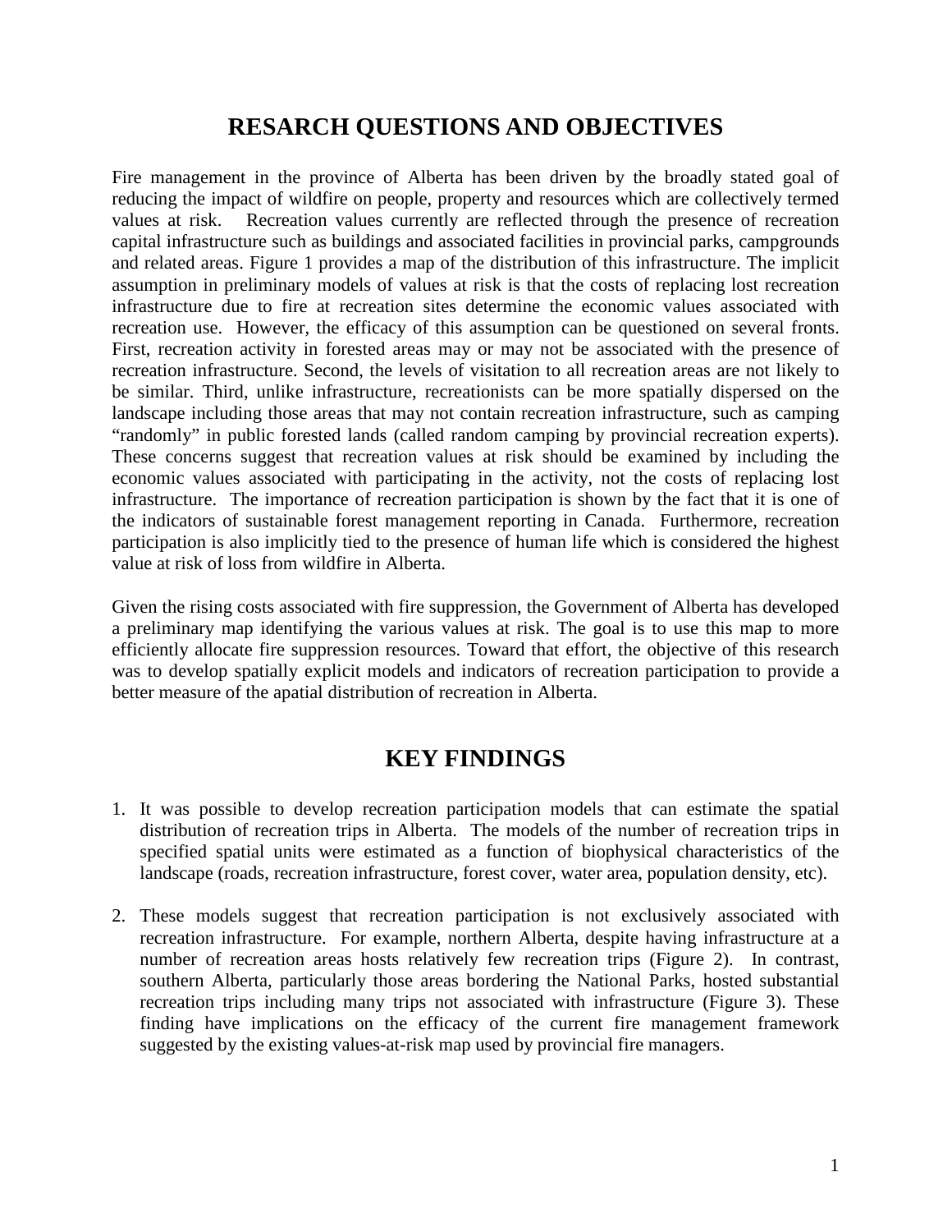## RESARCH QUESTIONS AND OBJECTIVES

Fire management in the province of Alberta has been driven by the broadly stated goal of reducing the impact of wildfire on people, property and resources which are collectively termed values at risk. Recreation values currently are reflected through the presence of recreation capital infrastructure such as buildings and associated facilities in provincial parks, campgrounds and related areas. Figure 1 provides a map of the distribution of this infrastructure. The implicit assumption in preliminary models of values at risk is that the costs of replacing lost recreation infrastructure due to fire at recreation sites determine the economic values associated with recreation use. However, the efficacy of this assumption can be questioned on several fronts. First, recreation activity in forested areas may or may not be associated with the presence of recreation infrastructure. Second, the levels of visitation to all recreation areas are not likely to be similar. Third, unlike infrastructure, recreationists can be more spatially dispersed on the landscape including those areas that may not contain recreation infrastructure, such as camping "randomly" in public forested lands (called random camping by provincial recreation experts). These concerns suggest that recreation values at risk should be examined by including the economic values associated with participating in the activity, not the costs of replacing lost infrastructure. The importance of recreation participation is shown by the fact that it is one of the indicators of sustainable forest management reporting in Canada. Furthermore, recreation participation is also implicitly tied to the presence of human life which is considered the highest value at risk of loss from wildfire in Alberta.

Given the rising costs associated with fire suppression, the Government of Alberta has developed a preliminary map identifying the various values at risk. The goal is to use this map to more efficiently allocate fire suppression resources. Toward that effort, the objective of this research was to develop spatially explicit models and indicators of recreation participation to provide a better measure of the apatial distribution of recreation in Alberta.

## KEY FINDINGS

1. It was possible to develop recreation participation models that can estimate the spatial distribution of recreation trips in Alberta. The models of the number of recreation trips in specified spatial units were estimated as a function of biophysical characteristics of the landscape (roads, recreation infrastructure, forest cover, water area, population density, etc).

2. These models suggest that recreation participation is not exclusively associated with recreation infrastructure. For example, northern Alberta, despite having infrastructure at a number of recreation areas hosts relatively few recreation trips (Figure 2). In contrast, southern Alberta, particularly those areas bordering the National Parks, hosted substantial recreation trips including many trips not associated with infrastructure (Figure 3). These finding have implications on the efficacy of the current fire management framework suggested by the existing values-at-risk map used by provincial fire managers.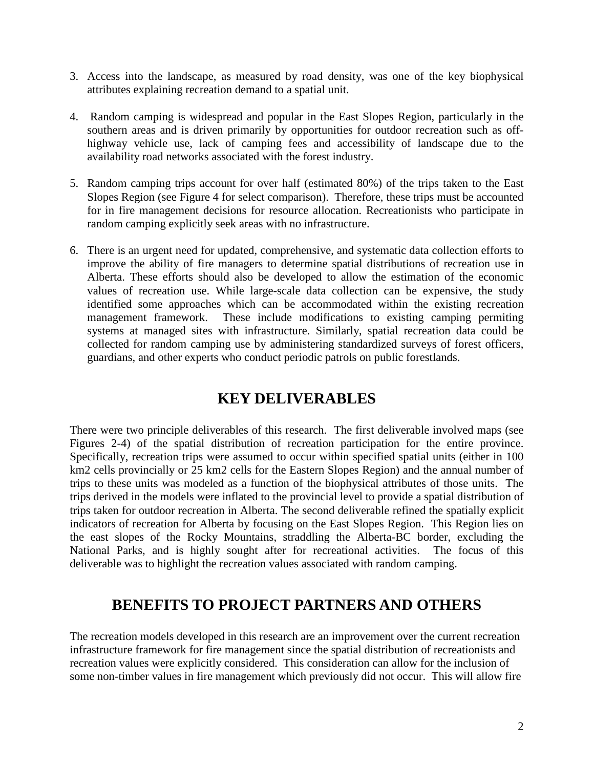3. Access into the landscape, as measured by road density, was one of the key biophysical attributes explaining recreation demand to a spatial unit.

4. Random camping is widespread and popular in the East Slopes Region, particularly in the southern areas and is driven primarily by opportunities for outdoor recreation such as off-highway vehicle use, lack of camping fees and accessibility of landscape due to the availability road networks associated with the forest industry.

5. Random camping trips account for over half (estimated 80%) of the trips taken to the East Slopes Region (see Figure 4 for select comparison). Therefore, these trips must be accounted for in fire management decisions for resource allocation. Recreationists who participate in random camping explicitly seek areas with no infrastructure.

6. There is an urgent need for updated, comprehensive, and systematic data collection efforts to improve the ability of fire managers to determine spatial distributions of recreation use in Alberta. These efforts should also be developed to allow the estimation of the economic values of recreation use. While large-scale data collection can be expensive, the study identified some approaches which can be accommodated within the existing recreation management framework. These include modifications to existing camping permiting systems at managed sites with infrastructure. Similarly, spatial recreation data could be collected for random camping use by administering standardized surveys of forest officers, guardians, and other experts who conduct periodic patrols on public forestlands.

## KEY DELIVERABLES

There were two principle deliverables of this research. The first deliverable involved maps (see Figures 2-4) of the spatial distribution of recreation participation for the entire province. Specifically, recreation trips were assumed to occur within specified spatial units (either in 100 km2 cells provincially or 25 km2 cells for the Eastern Slopes Region) and the annual number of trips to these units was modeled as a function of the biophysical attributes of those units. The trips derived in the models were inflated to the provincial level to provide a spatial distribution of trips taken for outdoor recreation in Alberta. The second deliverable refined the spatially explicit indicators of recreation for Alberta by focusing on the East Slopes Region. This Region lies on the east slopes of the Rocky Mountains, straddling the Alberta-BC border, excluding the National Parks, and is highly sought after for recreational activities. The focus of this deliverable was to highlight the recreation values associated with random camping.

## BENEFITS TO PROJECT PARTNERS AND OTHERS

The recreation models developed in this research are an improvement over the current recreation infrastructure framework for fire management since the spatial distribution of recreationists and recreation values were explicitly considered. This consideration can allow for the inclusion of some non-timber values in fire management which previously did not occur. This will allow fire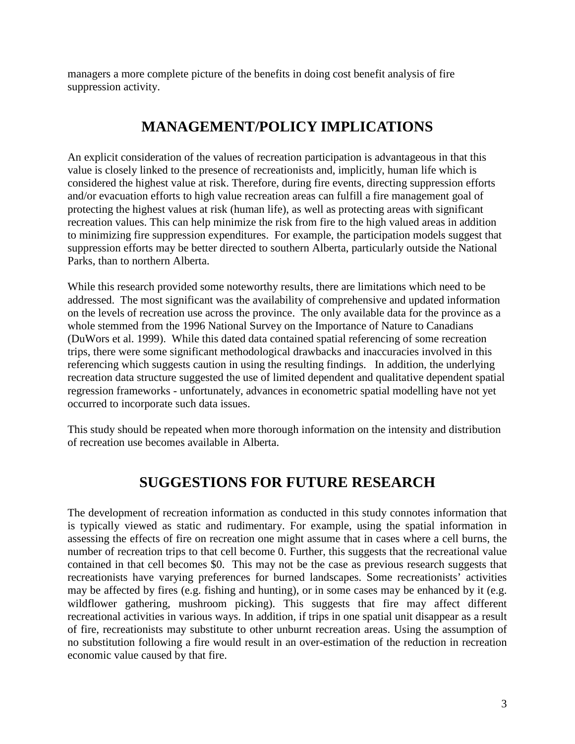managers a more complete picture of the benefits in doing cost benefit analysis of fire suppression activity.

## MANAGEMENT/POLICY IMPLICATIONS

An explicit consideration of the values of recreation participation is advantageous in that this value is closely linked to the presence of recreationists and, implicitly, human life which is considered the highest value at risk. Therefore, during fire events, directing suppression efforts and/or evacuation efforts to high value recreation areas can fulfill a fire management goal of protecting the highest values at risk (human life), as well as protecting areas with significant recreation values. This can help minimize the risk from fire to the high valued areas in addition to minimizing fire suppression expenditures. For example, the participation models suggest that suppression efforts may be better directed to southern Alberta, particularly outside the National Parks, than to northern Alberta.

While this research provided some noteworthy results, there are limitations which need to be addressed. The most significant was the availability of comprehensive and updated information on the levels of recreation use across the province. The only available data for the province as a whole stemmed from the 1996 National Survey on the Importance of Nature to Canadians (DuWors et al. 1999). While this dated data contained spatial referencing of some recreation trips, there were some significant methodological drawbacks and inaccuracies involved in this referencing which suggests caution in using the resulting findings. In addition, the underlying recreation data structure suggested the use of limited dependent and qualitative dependent spatial regression frameworks - unfortunately, advances in econometric spatial modelling have not yet occurred to incorporate such data issues.

This study should be repeated when more thorough information on the intensity and distribution of recreation use becomes available in Alberta.

## SUGGESTIONS FOR FUTURE RESEARCH

The development of recreation information as conducted in this study connotes information that is typically viewed as static and rudimentary. For example, using the spatial information in assessing the effects of fire on recreation one might assume that in cases where a cell burns, the number of recreation trips to that cell become 0. Further, this suggests that the recreational value contained in that cell becomes $0. This may not be the case as previous research suggests that recreationists have varying preferences for burned landscapes. Some recreationists' activities may be affected by fires (e.g. fishing and hunting), or in some cases may be enhanced by it (e.g. wildflower gathering, mushroom picking). This suggests that fire may affect different recreational activities in various ways. In addition, if trips in one spatial unit disappear as a result of fire, recreationists may substitute to other unburnt recreation areas. Using the assumption of no substitution following a fire would result in an over-estimation of the reduction in recreation economic value caused by that fire.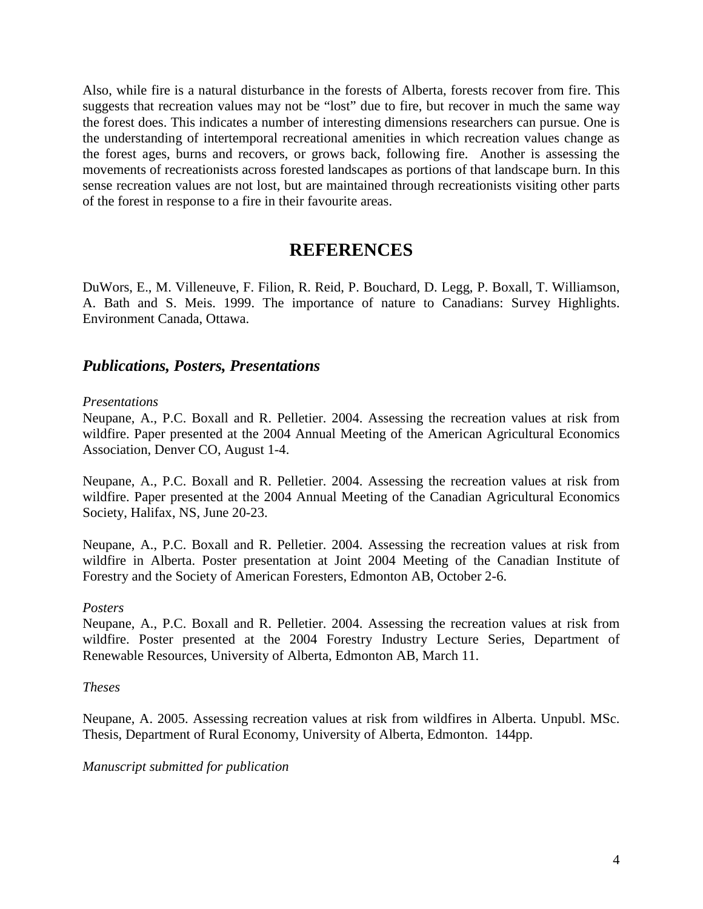Also, while fire is a natural disturbance in the forests of Alberta, forests recover from fire. This suggests that recreation values may not be "lost" due to fire, but recover in much the same way the forest does. This indicates a number of interesting dimensions researchers can pursue. One is the understanding of intertemporal recreational amenities in which recreation values change as the forest ages, burns and recovers, or grows back, following fire. Another is assessing the movements of recreationists across forested landscapes as portions of that landscape burn. In this sense recreation values are not lost, but are maintained through recreationists visiting other parts of the forest in response to a fire in their favourite areas.

# REFERENCES

DuWors, E., M. Villeneuve, F. Filion, R. Reid, P. Bouchard, D. Legg, P. Boxall, T. Williamson, A. Bath and S. Meis. 1999. The importance of nature to Canadians: Survey Highlights. Environment Canada, Ottawa.

## *Publications, Posters, Presentations*

*Presentations*

Neupane, A., P.C. Boxall and R. Pelletier. 2004. Assessing the recreation values at risk from wildfire. Paper presented at the 2004 Annual Meeting of the American Agricultural Economics Association, Denver CO, August 1-4.

Neupane, A., P.C. Boxall and R. Pelletier. 2004. Assessing the recreation values at risk from wildfire. Paper presented at the 2004 Annual Meeting of the Canadian Agricultural Economics Society, Halifax, NS, June 20-23.

Neupane, A., P.C. Boxall and R. Pelletier. 2004. Assessing the recreation values at risk from wildfire in Alberta. Poster presentation at Joint 2004 Meeting of the Canadian Institute of Forestry and the Society of American Foresters, Edmonton AB, October 2-6.

*Posters*

Neupane, A., P.C. Boxall and R. Pelletier. 2004. Assessing the recreation values at risk from wildfire. Poster presented at the 2004 Forestry Industry Lecture Series, Department of Renewable Resources, University of Alberta, Edmonton AB, March 11.

*Theses*

Neupane, A. 2005. Assessing recreation values at risk from wildfires in Alberta. Unpubl. MSc. Thesis, Department of Rural Economy, University of Alberta, Edmonton. 144pp.

*Manuscript submitted for publication*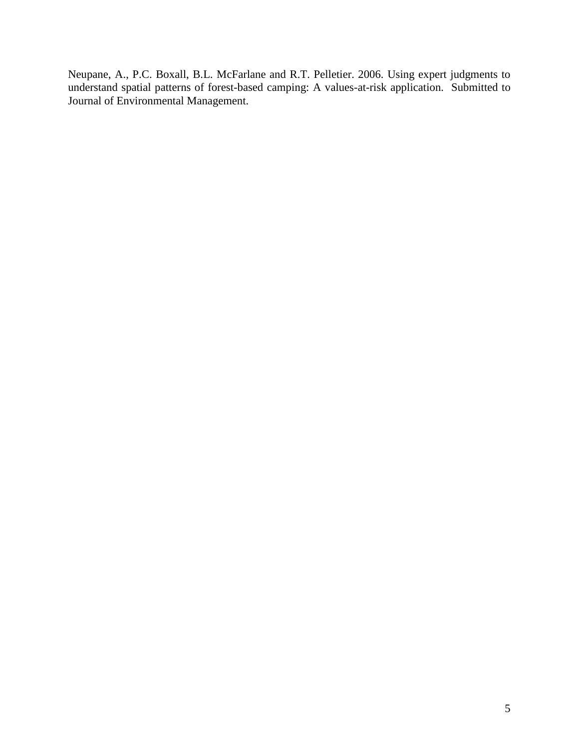Neupane, A., P.C. Boxall, B.L. McFarlane and R.T. Pelletier. 2006. Using expert judgments to understand spatial patterns of forest-based camping: A values-at-risk application. Submitted to Journal of Environmental Management.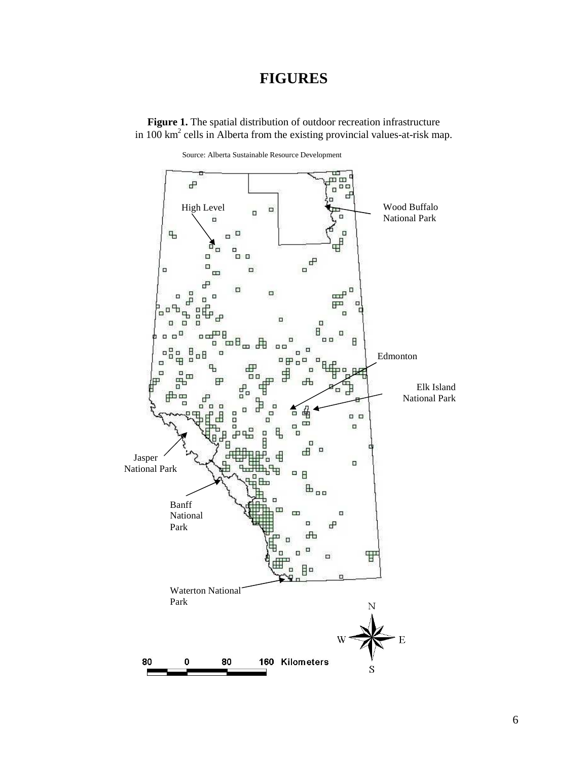# FIGURES

**Figure 1.** The spatial distribution of outdoor recreation infrastructure in 100 km$^2$ cells in Alberta from the existing provincial values-at-risk map.

Source: Alberta Sustainable Resource Development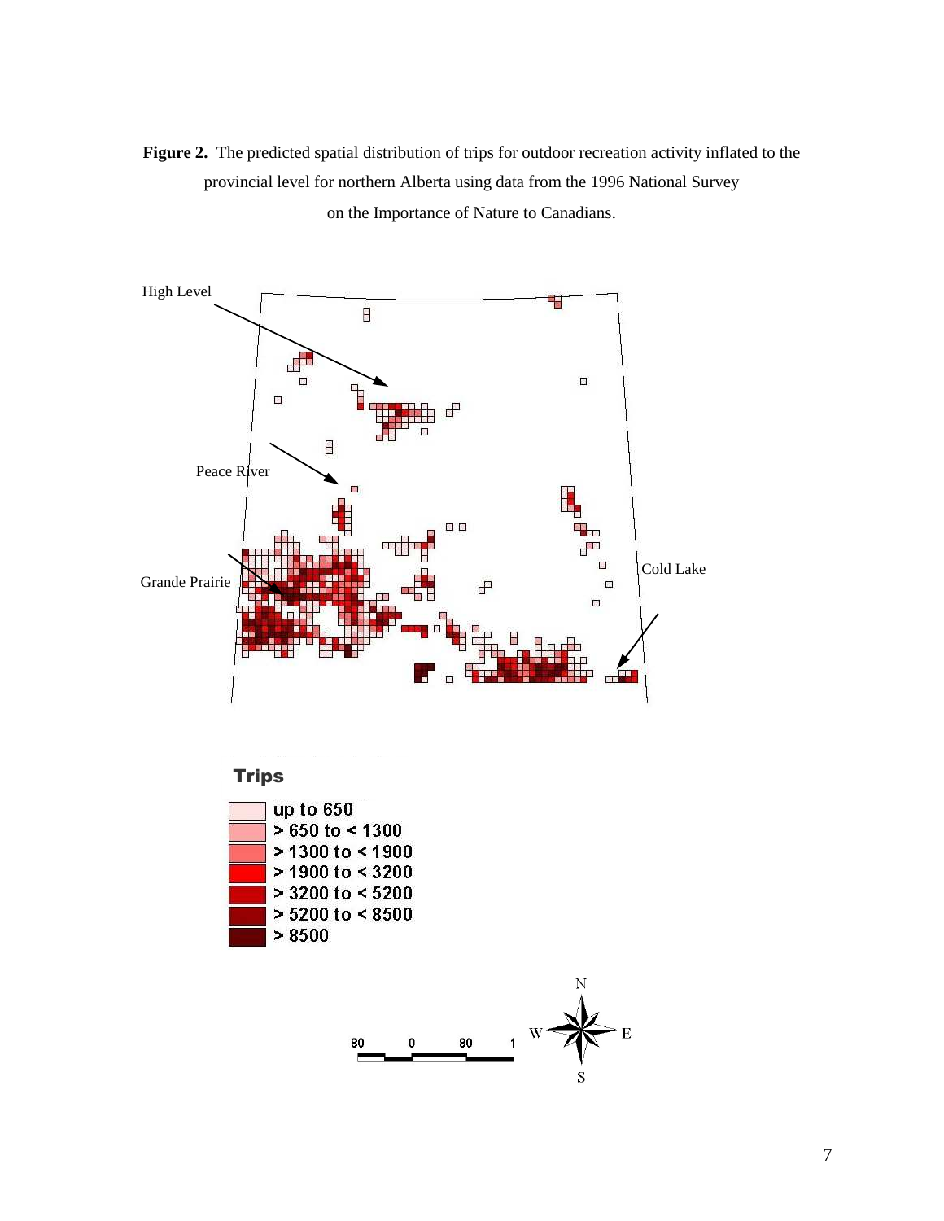**Figure 2.** The predicted spatial distribution of trips for outdoor recreation activity inflated to the provincial level for northern Alberta using data from the 1996 National Survey on the Importance of Nature to Canadians.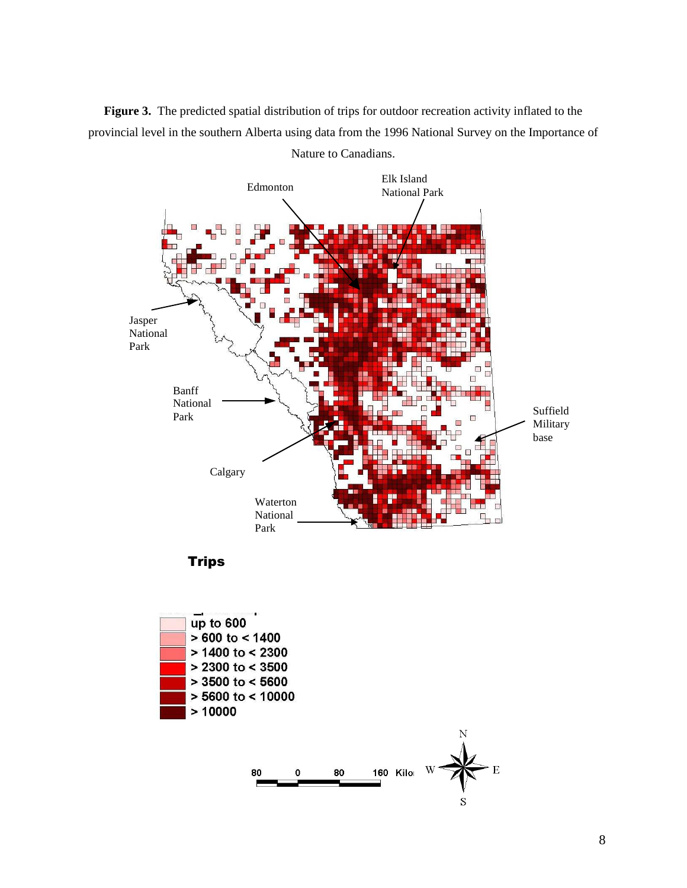**Figure 3.** The predicted spatial distribution of trips for outdoor recreation activity inflated to the provincial level in the southern Alberta using data from the 1996 National Survey on the Importance of Nature to Canadians.

Edmonton

Elk Island National Park

Jasper National Park

Banff National Park

Suffield Military base

Calgary

Waterton National Park

**Trips**

- up to 600
- > 600 to < 1400
- > 1400 to < 2300
- > 2300 to < 3500
- > 3500 to < 5600
- > 5600 to < 10000
- > 10000

80 0 80 160 Kilo

N E S W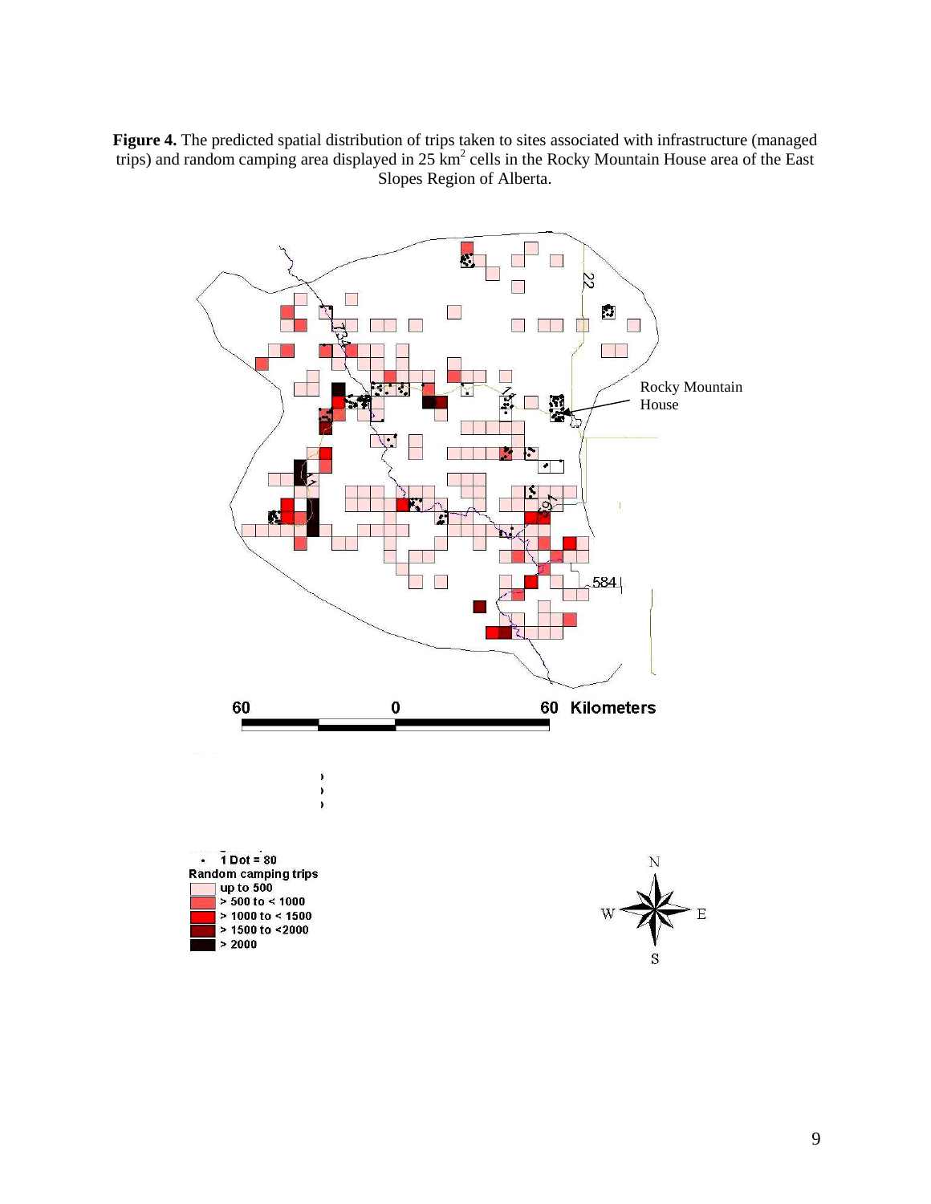**Figure 4.** The predicted spatial distribution of trips taken to sites associated with infrastructure (managed trips) and random camping area displayed in 25 $km^2$ cells in the Rocky Mountain House area of the East Slopes Region of Alberta.

Rocky Mountain House

22

734

11

591

584

60 0 60 Kilometers

1 Dot = 80

Random camping trips

up to 500

> 500 to < 1000

> 1000 to < 1500

> 1500 to <2000

> 2000

N

W E

S